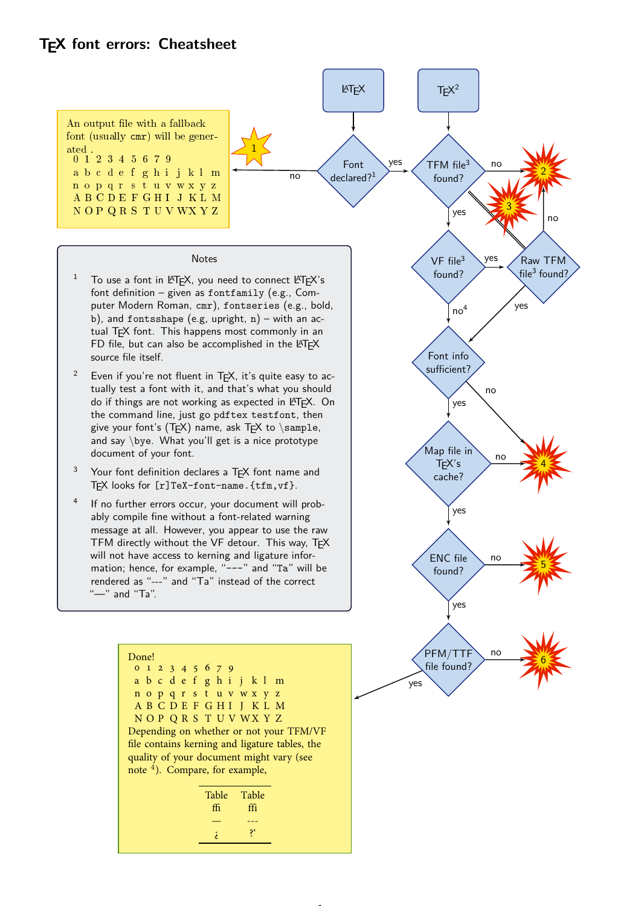# TEX font errors: Cheatsheet

LATEX

TEX[2]

Font declared?[1]

TFM file[3] found?

VF file[3] found?

Raw TFM file[3] found?

Font info sufficient?

Map file in TEX's cache?

ENC file found?

PFM/TTF file found?

An output file with a fallback font (usually cmr) will be generated .
0 1 2 3 4 5 6 7 9
a b c d e f g h i j k l m
n o p q r s t u v w x y z
A B C D E F G H I J K L M
N O P Q R S T U V W X Y Z

### Notes

[1] To use a font in LATEX, you need to connect LATEX's font definition – given as `fontfamily` (e.g., Computer Modern Roman, `cmr`), `fontseries` (e.g., bold, `b`), and `fontsshape` (e.g, upright, `n`) – with an actual TEX font. This happens most commonly in an FD file, but can also be accomplished in the LATEX source file itself.

[2] Even if you're not fluent in TEX, it's quite easy to actually test a font with it, and that's what you should do if things are not working as expected in LATEX. On the command line, just go `pdftex testfont`, then give your font's (TEX) name, ask TEX to `\sample`, and say `\bye`. What you'll get is a nice prototype document of your font.

[3] Your font definition declares a TEX font name and TEX looks for `[r]TeX-font-name.{tfm,vf}`.

[4] If no further errors occur, your document will probably compile fine without a font-related warning message at all. However, you appear to use the raw TFM directly without the VF detour. This way, TEX will not have access to kerning and ligature information; hence, for example, "---" and "Ta" will be rendered as "---" and "Ta" instead of the correct "—" and "Ta".

Done!
0 1 2 3 4 5 6 7 9
a b c d e f g h i j k l m
n o p q r s t u v w x y z
A B C D E F G H I J K L M
N O P Q R S T U V W X Y Z
Depending on whether or not your TFM/VF file contains kerning and ligature tables, the quality of your document might vary (see note [4]). Compare, for example,

| Table | Table |
|---|---|
| ffi | ffi |
| — | --- |
| ¿ | ?' |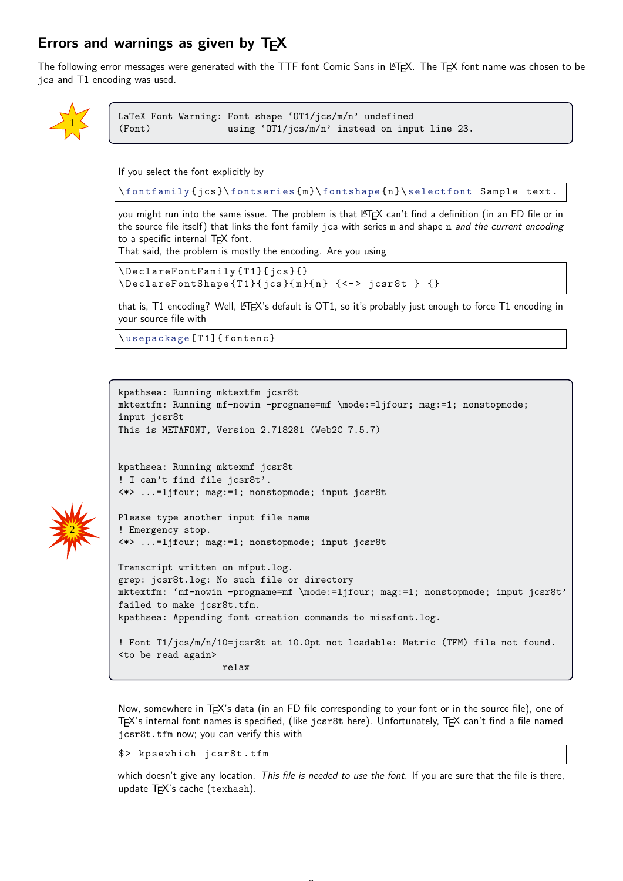## Errors and warnings as given by TEX

The following error messages were generated with the TTF font Comic Sans in LATEX. The TEX font name was chosen to be jcs and T1 encoding was used.

1

```
LaTeX Font Warning: Font shape ‘OT1/jcs/m/n’ undefined
(Font)              using ‘OT1/jcs/m/n’ instead on input line 23.
```

If you select the font explicitly by

```
\fontfamily{jcs}\fontseries{m}\fontshape{n}\selectfont Sample text.
```

you might run into the same issue. The problem is that LATEX can't find a definition (in an FD file or in the source file itself) that links the font family jcs with series m and shape n *and the current encoding* to a specific internal TEX font.

That said, the problem is mostly the encoding. Are you using

```
\DeclareFontFamily{T1}{jcs}{}
\DeclareFontShape{T1}{jcs}{m}{n} {<-> jcsr8t } {}
```

that is, T1 encoding? Well, LATEX's default is OT1, so it's probably just enough to force T1 encoding in your source file with

```
\usepackage[T1]{fontenc}
```

2

```
kpathsea: Running mktextfm jcsr8t
mktextfm: Running mf-nowin -progname=mf \mode:=ljfour; mag:=1; nonstopmode;
input jcsr8t
This is METAFONT, Version 2.718281 (Web2C 7.5.7)


kpathsea: Running mktexmf jcsr8t
! I can't find file jcsr8t'.
<*> ...=ljfour; mag:=1; nonstopmode; input jcsr8t

Please type another input file name
! Emergency stop.
<*> ...=ljfour; mag:=1; nonstopmode; input jcsr8t

Transcript written on mfput.log.
grep: jcsr8t.log: No such file or directory
mktextfm: ‘mf-nowin -progname=mf \mode:=ljfour; mag:=1; nonstopmode; input jcsr8t’
failed to make jcsr8t.tfm.
kpathsea: Appending font creation commands to missfont.log.

! Font T1/jcs/m/n/10=jcsr8t at 10.0pt not loadable: Metric (TFM) file not found.
<to be read again>
                   relax
```

Now, somewhere in TEX's data (in an FD file corresponding to your font or in the source file), one of TEX's internal font names is specified, (like jcsr8t here). Unfortunately, TEX can't find a file named jcsr8t.tfm now; you can verify this with

```
$> kpsewhich jcsr8t.tfm
```

which doesn't give any location. *This file is needed to use the font.* If you are sure that the file is there, update TEX's cache (texhash).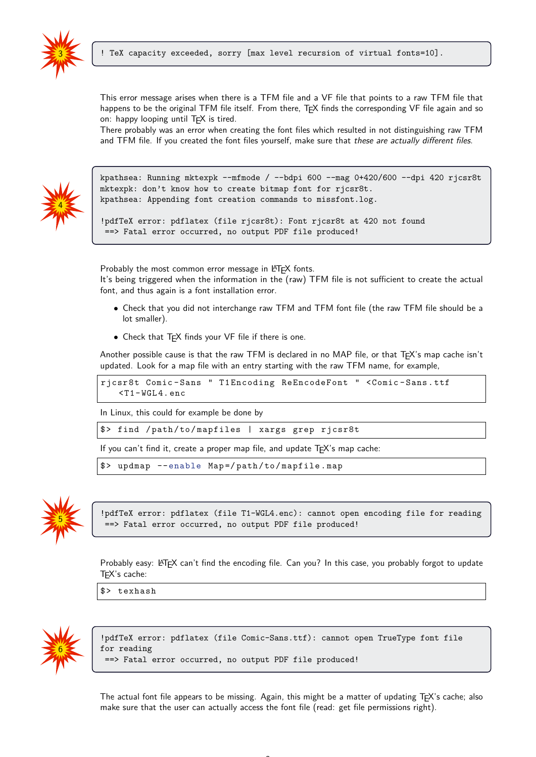3

```
! TeX capacity exceeded, sorry [max level recursion of virtual fonts=10].
```

This error message arises when there is a TFM file and a VF file that points to a raw TFM file that happens to be the original TFM file itself. From there, TEX finds the corresponding VF file again and so on: happy looping until TEX is tired.
There probably was an error when creating the font files which resulted in not distinguishing raw TFM and TFM file. If you created the font files yourself, make sure that *these are actually different files*.

4

```
kpathsea: Running mktexpk --mfmode / --bdpi 600 --mag 0+420/600 --dpi 420 rjcsr8t
mktexpk: don't know how to create bitmap font for rjcsr8t.
kpathsea: Appending font creation commands to missfont.log.

!pdfTeX error: pdflatex (file rjcsr8t): Font rjcsr8t at 420 not found
 ==> Fatal error occurred, no output PDF file produced!
```

Probably the most common error message in LATEX fonts.
It's being triggered when the information in the (raw) TFM file is not sufficient to create the actual font, and thus again is a font installation error.

- Check that you did not interchange raw TFM and TFM font file (the raw TFM file should be a lot smaller).
- Check that TEX finds your VF file if there is one.

Another possible cause is that the raw TFM is declared in no MAP file, or that TEX's map cache isn't updated. Look for a map file with an entry starting with the raw TFM name, for example,

```
rjcsr8t Comic-Sans " T1Encoding ReEncodeFont " <Comic-Sans.ttf
   <T1-WGL4.enc
```

In Linux, this could for example be done by

```
$> find /path/to/mapfiles | xargs grep rjcsr8t
```

If you can't find it, create a proper map file, and update TEX's map cache:

```
$> updmap --enable Map=/path/to/mapfile.map
```

5

```
!pdfTeX error: pdflatex (file T1-WGL4.enc): cannot open encoding file for reading
 ==> Fatal error occurred, no output PDF file produced!
```

Probably easy: LATEX can't find the encoding file. Can you? In this case, you probably forgot to update TEX's cache:

```
$> texhash
```

6

```
!pdfTeX error: pdflatex (file Comic-Sans.ttf): cannot open TrueType font file
for reading
 ==> Fatal error occurred, no output PDF file produced!
```

The actual font file appears to be missing. Again, this might be a matter of updating TEX's cache; also make sure that the user can actually access the font file (read: get file permissions right).